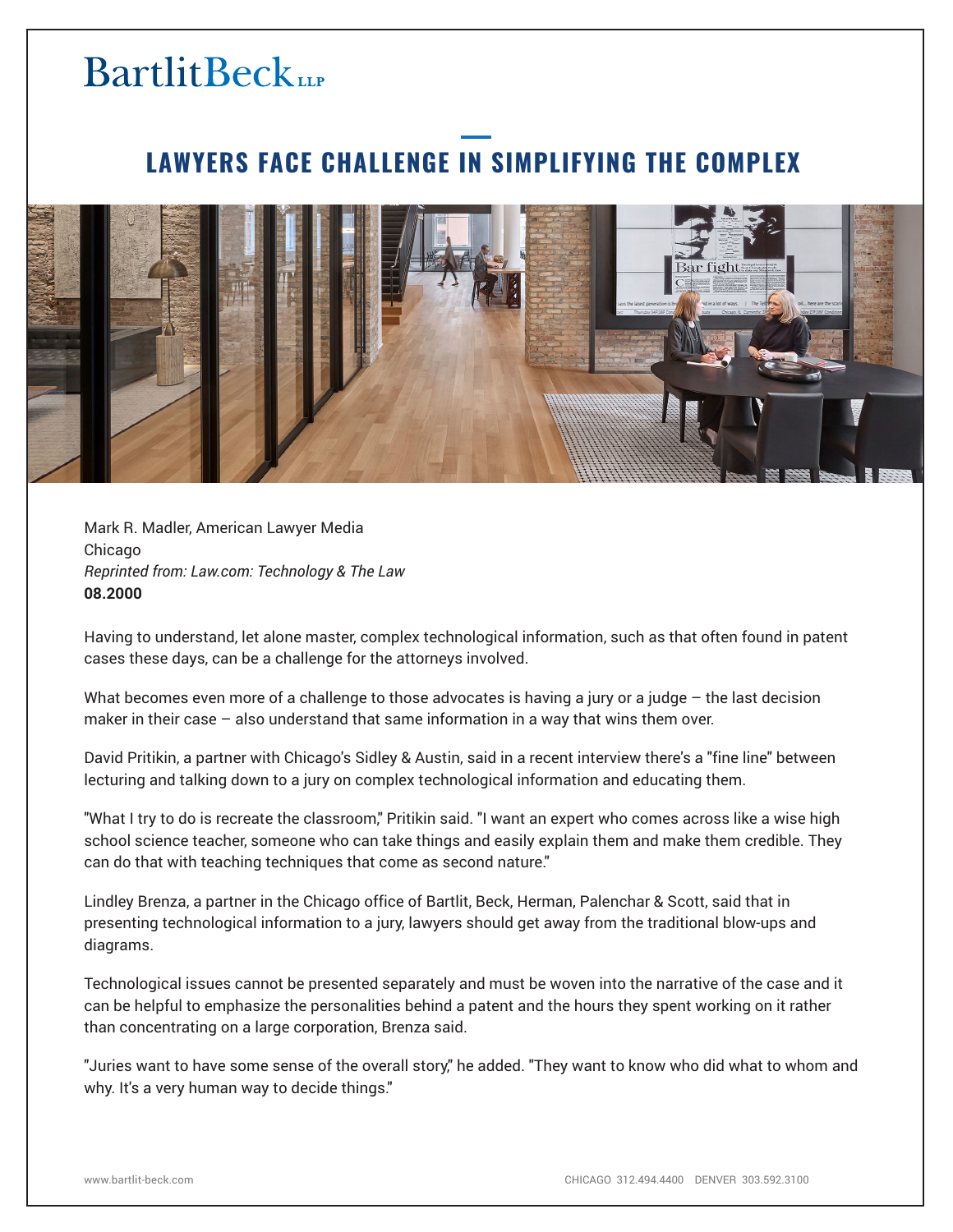BartlitBeck LLP

# LAWYERS FACE CHALLENGE IN SIMPLIFYING THE COMPLEX

Mark R. Madler, American Lawyer Media
Chicago
*Reprinted from: Law.com: Technology & The Law*
**08.2000**

Having to understand, let alone master, complex technological information, such as that often found in patent cases these days, can be a challenge for the attorneys involved.

What becomes even more of a challenge to those advocates is having a jury or a judge – the last decision maker in their case – also understand that same information in a way that wins them over.

David Pritikin, a partner with Chicago's Sidley & Austin, said in a recent interview there's a "fine line" between lecturing and talking down to a jury on complex technological information and educating them.

"What I try to do is recreate the classroom," Pritikin said. "I want an expert who comes across like a wise high school science teacher, someone who can take things and easily explain them and make them credible. They can do that with teaching techniques that come as second nature."

Lindley Brenza, a partner in the Chicago office of Bartlit, Beck, Herman, Palenchar & Scott, said that in presenting technological information to a jury, lawyers should get away from the traditional blow-ups and diagrams.

Technological issues cannot be presented separately and must be woven into the narrative of the case and it can be helpful to emphasize the personalities behind a patent and the hours they spent working on it rather than concentrating on a large corporation, Brenza said.

"Juries want to have some sense of the overall story," he added. "They want to know who did what to whom and why. It's a very human way to decide things."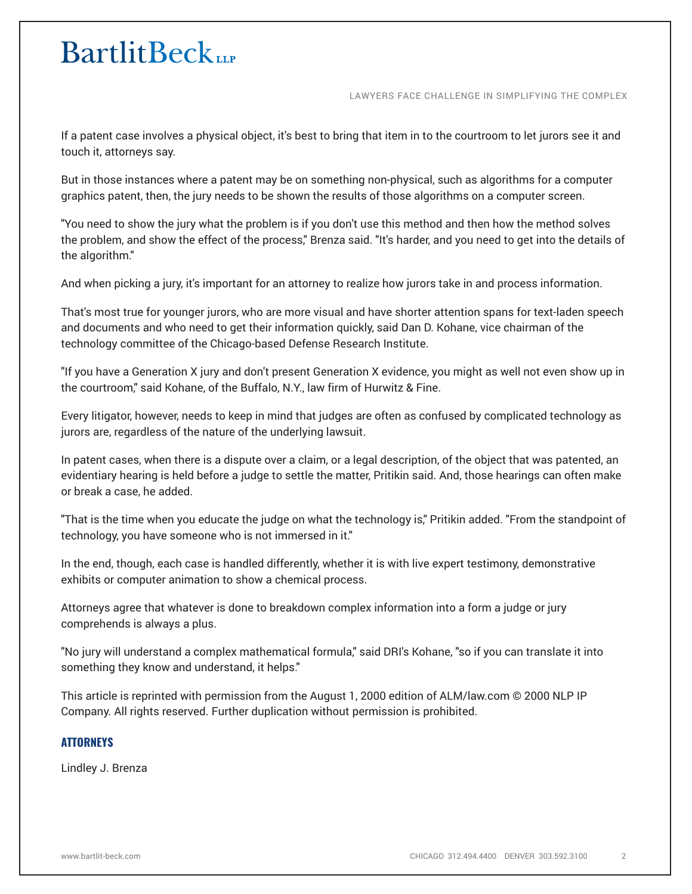If a patent case involves a physical object, it's best to bring that item in to the courtroom to let jurors see it and touch it, attorneys say.

But in those instances where a patent may be on something non-physical, such as algorithms for a computer graphics patent, then, the jury needs to be shown the results of those algorithms on a computer screen.

"You need to show the jury what the problem is if you don't use this method and then how the method solves the problem, and show the effect of the process," Brenza said. "It's harder, and you need to get into the details of the algorithm."

And when picking a jury, it's important for an attorney to realize how jurors take in and process information.

That's most true for younger jurors, who are more visual and have shorter attention spans for text-laden speech and documents and who need to get their information quickly, said Dan D. Kohane, vice chairman of the technology committee of the Chicago-based Defense Research Institute.

"If you have a Generation X jury and don't present Generation X evidence, you might as well not even show up in the courtroom," said Kohane, of the Buffalo, N.Y., law firm of Hurwitz & Fine.

Every litigator, however, needs to keep in mind that judges are often as confused by complicated technology as jurors are, regardless of the nature of the underlying lawsuit.

In patent cases, when there is a dispute over a claim, or a legal description, of the object that was patented, an evidentiary hearing is held before a judge to settle the matter, Pritikin said. And, those hearings can often make or break a case, he added.

"That is the time when you educate the judge on what the technology is," Pritikin added. "From the standpoint of technology, you have someone who is not immersed in it."

In the end, though, each case is handled differently, whether it is with live expert testimony, demonstrative exhibits or computer animation to show a chemical process.

Attorneys agree that whatever is done to breakdown complex information into a form a judge or jury comprehends is always a plus.

"No jury will understand a complex mathematical formula," said DRI's Kohane, "so if you can translate it into something they know and understand, it helps."

This article is reprinted with permission from the August 1, 2000 edition of ALM/law.com © 2000 NLP IP Company. All rights reserved. Further duplication without permission is prohibited.

### ATTORNEYS

Lindley J. Brenza